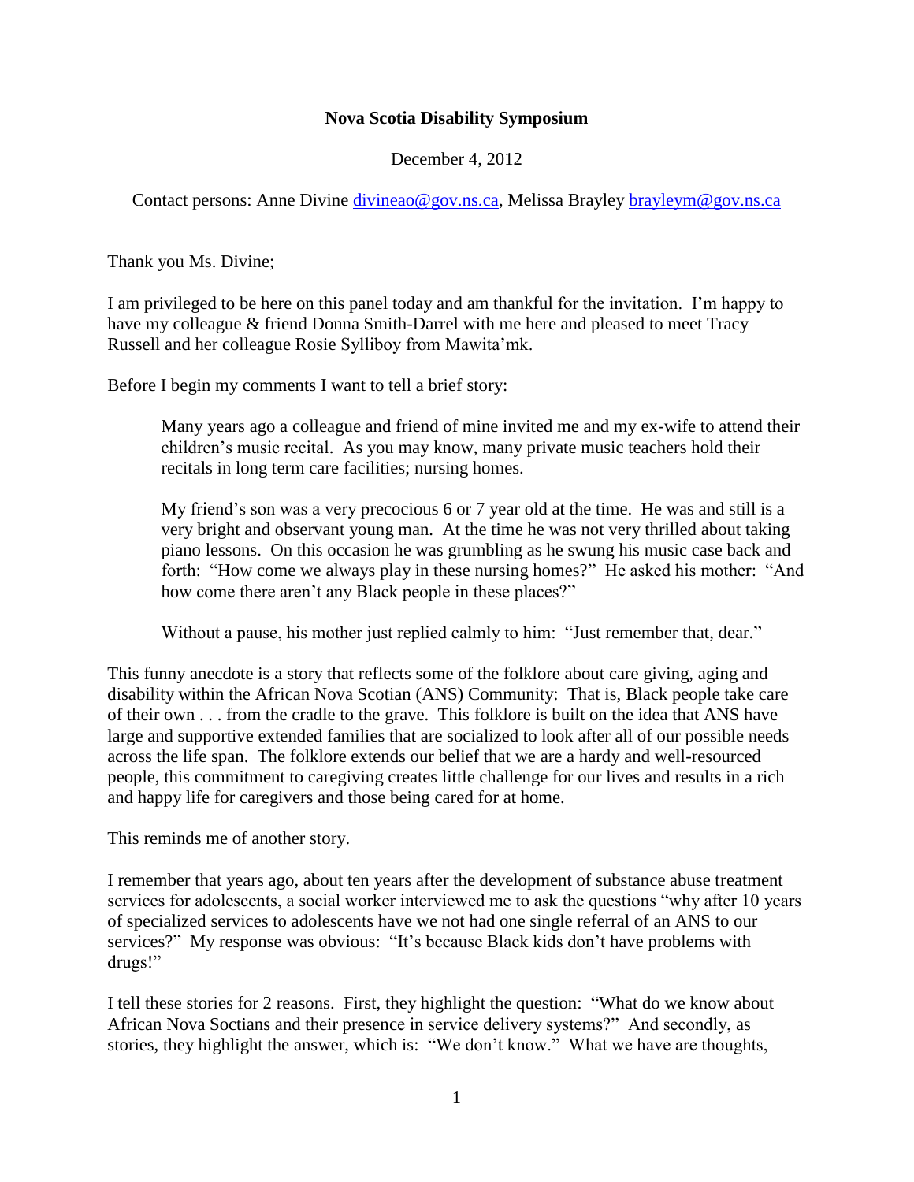**Nova Scotia Disability Symposium**

December 4, 2012

Contact persons: Anne Divine divineao@gov.ns.ca, Melissa Brayley brayleym@gov.ns.ca

Thank you Ms. Divine;

I am privileged to be here on this panel today and am thankful for the invitation. I'm happy to have my colleague & friend Donna Smith-Darrel with me here and pleased to meet Tracy Russell and her colleague Rosie Sylliboy from Mawita'mk.

Before I begin my comments I want to tell a brief story:

> Many years ago a colleague and friend of mine invited me and my ex-wife to attend their children's music recital. As you may know, many private music teachers hold their recitals in long term care facilities; nursing homes.
>
> My friend's son was a very precocious 6 or 7 year old at the time. He was and still is a very bright and observant young man. At the time he was not very thrilled about taking piano lessons. On this occasion he was grumbling as he swung his music case back and forth: "How come we always play in these nursing homes?" He asked his mother: "And how come there aren't any Black people in these places?"
>
> Without a pause, his mother just replied calmly to him: "Just remember that, dear."

This funny anecdote is a story that reflects some of the folklore about care giving, aging and disability within the African Nova Scotian (ANS) Community: That is, Black people take care of their own . . . from the cradle to the grave. This folklore is built on the idea that ANS have large and supportive extended families that are socialized to look after all of our possible needs across the life span. The folklore extends our belief that we are a hardy and well-resourced people, this commitment to caregiving creates little challenge for our lives and results in a rich and happy life for caregivers and those being cared for at home.

This reminds me of another story.

I remember that years ago, about ten years after the development of substance abuse treatment services for adolescents, a social worker interviewed me to ask the questions "why after 10 years of specialized services to adolescents have we not had one single referral of an ANS to our services?" My response was obvious: "It's because Black kids don't have problems with drugs!"

I tell these stories for 2 reasons. First, they highlight the question: "What do we know about African Nova Soctians and their presence in service delivery systems?" And secondly, as stories, they highlight the answer, which is: "We don't know." What we have are thoughts,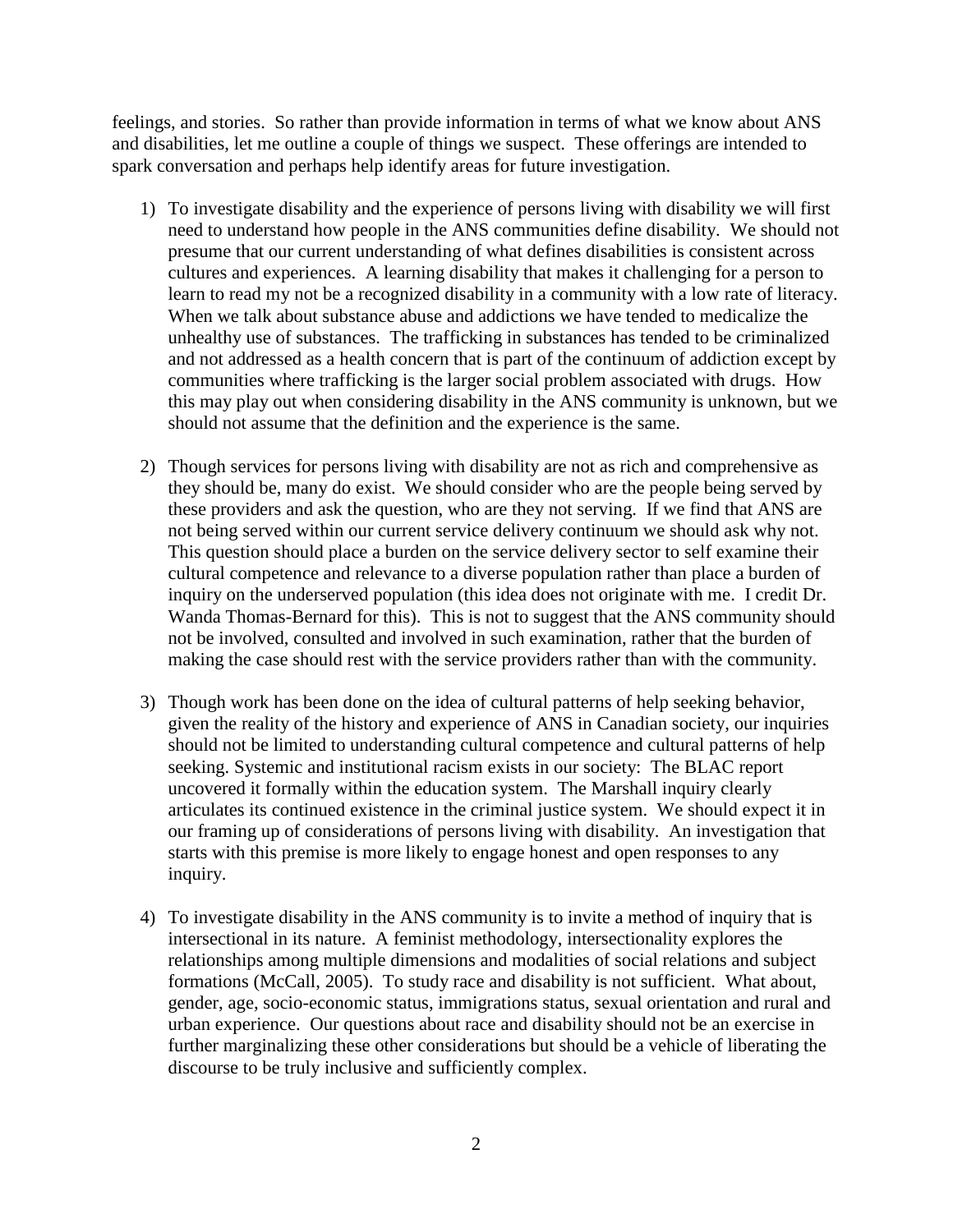feelings, and stories. So rather than provide information in terms of what we know about ANS and disabilities, let me outline a couple of things we suspect. These offerings are intended to spark conversation and perhaps help identify areas for future investigation.

1) To investigate disability and the experience of persons living with disability we will first need to understand how people in the ANS communities define disability. We should not presume that our current understanding of what defines disabilities is consistent across cultures and experiences. A learning disability that makes it challenging for a person to learn to read my not be a recognized disability in a community with a low rate of literacy. When we talk about substance abuse and addictions we have tended to medicalize the unhealthy use of substances. The trafficking in substances has tended to be criminalized and not addressed as a health concern that is part of the continuum of addiction except by communities where trafficking is the larger social problem associated with drugs. How this may play out when considering disability in the ANS community is unknown, but we should not assume that the definition and the experience is the same.

2) Though services for persons living with disability are not as rich and comprehensive as they should be, many do exist. We should consider who are the people being served by these providers and ask the question, who are they not serving. If we find that ANS are not being served within our current service delivery continuum we should ask why not. This question should place a burden on the service delivery sector to self examine their cultural competence and relevance to a diverse population rather than place a burden of inquiry on the underserved population (this idea does not originate with me. I credit Dr. Wanda Thomas-Bernard for this). This is not to suggest that the ANS community should not be involved, consulted and involved in such examination, rather that the burden of making the case should rest with the service providers rather than with the community.

3) Though work has been done on the idea of cultural patterns of help seeking behavior, given the reality of the history and experience of ANS in Canadian society, our inquiries should not be limited to understanding cultural competence and cultural patterns of help seeking. Systemic and institutional racism exists in our society: The BLAC report uncovered it formally within the education system. The Marshall inquiry clearly articulates its continued existence in the criminal justice system. We should expect it in our framing up of considerations of persons living with disability. An investigation that starts with this premise is more likely to engage honest and open responses to any inquiry.

4) To investigate disability in the ANS community is to invite a method of inquiry that is intersectional in its nature. A feminist methodology, intersectionality explores the relationships among multiple dimensions and modalities of social relations and subject formations (McCall, 2005). To study race and disability is not sufficient. What about, gender, age, socio-economic status, immigrations status, sexual orientation and rural and urban experience. Our questions about race and disability should not be an exercise in further marginalizing these other considerations but should be a vehicle of liberating the discourse to be truly inclusive and sufficiently complex.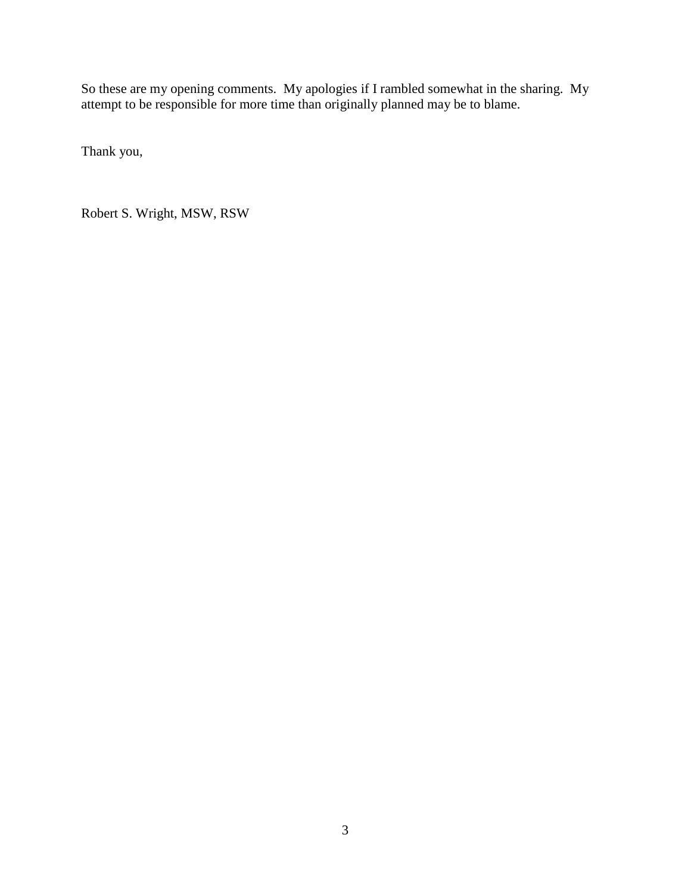So these are my opening comments. My apologies if I rambled somewhat in the sharing. My attempt to be responsible for more time than originally planned may be to blame.

Thank you,

Robert S. Wright, MSW, RSW